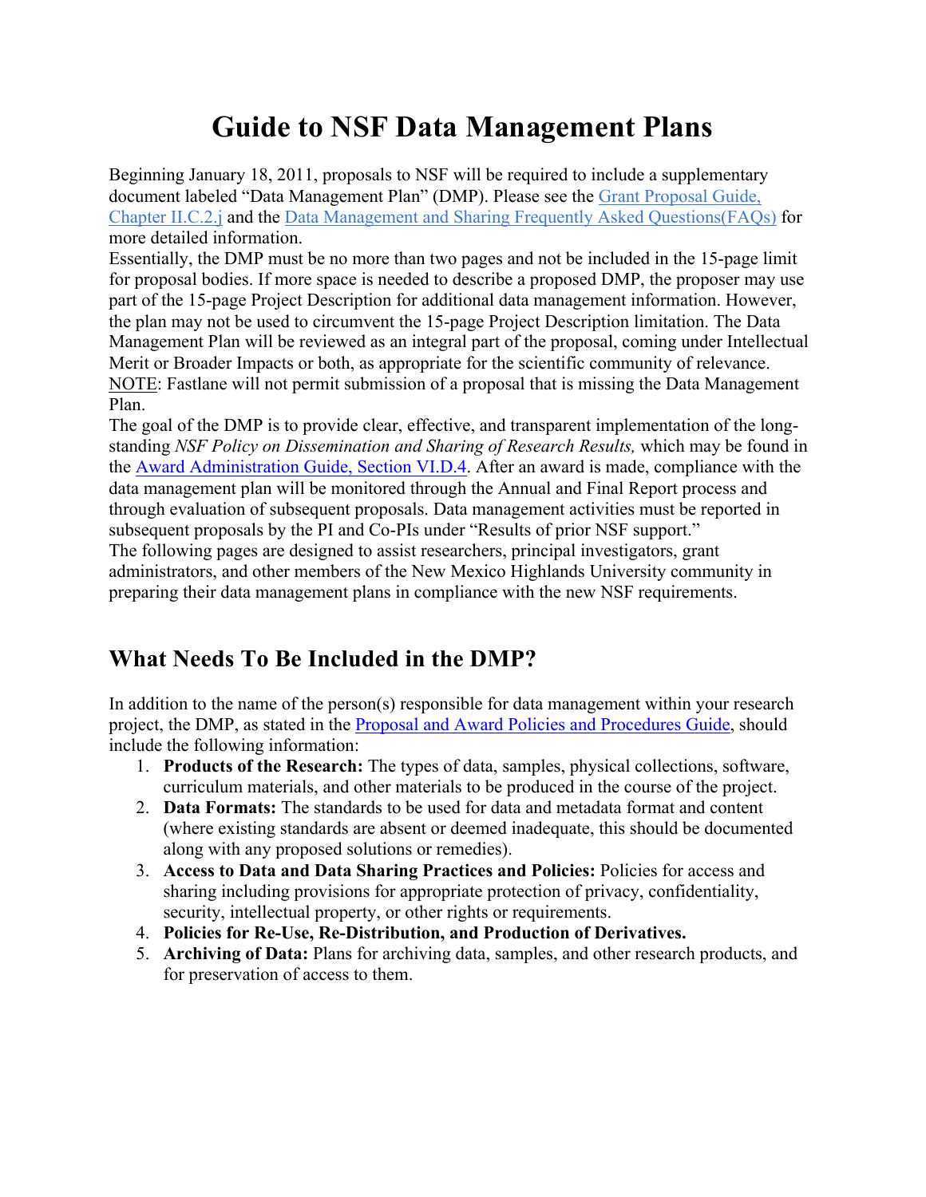# Guide to NSF Data Management Plans

Beginning January 18, 2011, proposals to NSF will be required to include a supplementary document labeled "Data Management Plan" (DMP). Please see the [Grant Proposal Guide, Chapter II.C.2.j] and the [Data Management and Sharing Frequently Asked Questions(FAQs)] for more detailed information.

Essentially, the DMP must be no more than two pages and not be included in the 15-page limit for proposal bodies. If more space is needed to describe a proposed DMP, the proposer may use part of the 15-page Project Description for additional data management information. However, the plan may not be used to circumvent the 15-page Project Description limitation. The Data Management Plan will be reviewed as an integral part of the proposal, coming under Intellectual Merit or Broader Impacts or both, as appropriate for the scientific community of relevance.

NOTE: Fastlane will not permit submission of a proposal that is missing the Data Management Plan.

The goal of the DMP is to provide clear, effective, and transparent implementation of the long-standing *NSF Policy on Dissemination and Sharing of Research Results,* which may be found in the [Award Administration Guide, Section VI.D.4]. After an award is made, compliance with the data management plan will be monitored through the Annual and Final Report process and through evaluation of subsequent proposals. Data management activities must be reported in subsequent proposals by the PI and Co-PIs under "Results of prior NSF support."

The following pages are designed to assist researchers, principal investigators, grant administrators, and other members of the New Mexico Highlands University community in preparing their data management plans in compliance with the new NSF requirements.

## What Needs To Be Included in the DMP?

In addition to the name of the person(s) responsible for data management within your research project, the DMP, as stated in the [Proposal and Award Policies and Procedures Guide], should include the following information:

1. **Products of the Research:** The types of data, samples, physical collections, software, curriculum materials, and other materials to be produced in the course of the project.
2. **Data Formats:** The standards to be used for data and metadata format and content (where existing standards are absent or deemed inadequate, this should be documented along with any proposed solutions or remedies).
3. **Access to Data and Data Sharing Practices and Policies:** Policies for access and sharing including provisions for appropriate protection of privacy, confidentiality, security, intellectual property, or other rights or requirements.
4. **Policies for Re-Use, Re-Distribution, and Production of Derivatives.**
5. **Archiving of Data:** Plans for archiving data, samples, and other research products, and for preservation of access to them.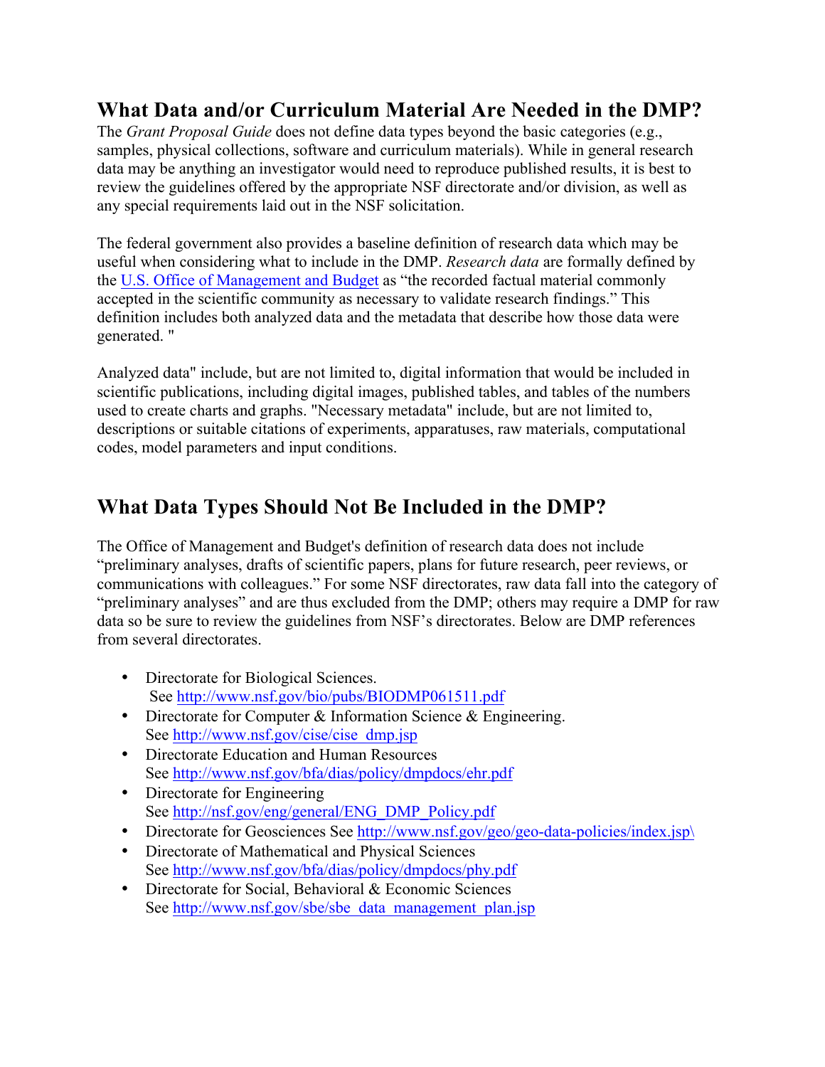## What Data and/or Curriculum Material Are Needed in the DMP?

The *Grant Proposal Guide* does not define data types beyond the basic categories (e.g., samples, physical collections, software and curriculum materials). While in general research data may be anything an investigator would need to reproduce published results, it is best to review the guidelines offered by the appropriate NSF directorate and/or division, as well as any special requirements laid out in the NSF solicitation.

The federal government also provides a baseline definition of research data which may be useful when considering what to include in the DMP. *Research data* are formally defined by the [U.S. Office of Management and Budget](http://www.whitehouse.gov/omb/circulars_a110) as "the recorded factual material commonly accepted in the scientific community as necessary to validate research findings." This definition includes both analyzed data and the metadata that describe how those data were generated. "

Analyzed data" include, but are not limited to, digital information that would be included in scientific publications, including digital images, published tables, and tables of the numbers used to create charts and graphs. "Necessary metadata" include, but are not limited to, descriptions or suitable citations of experiments, apparatuses, raw materials, computational codes, model parameters and input conditions.

## What Data Types Should Not Be Included in the DMP?

The Office of Management and Budget's definition of research data does not include "preliminary analyses, drafts of scientific papers, plans for future research, peer reviews, or communications with colleagues." For some NSF directorates, raw data fall into the category of "preliminary analyses" and are thus excluded from the DMP; others may require a DMP for raw data so be sure to review the guidelines from NSF's directorates. Below are DMP references from several directorates.

- Directorate for Biological Sciences.
  See http://www.nsf.gov/bio/pubs/BIODMP061511.pdf
- Directorate for Computer & Information Science & Engineering.
  See http://www.nsf.gov/cise/cise_dmp.jsp
- Directorate Education and Human Resources
  See http://www.nsf.gov/bfa/dias/policy/dmpdocs/ehr.pdf
- Directorate for Engineering
  See http://nsf.gov/eng/general/ENG_DMP_Policy.pdf
- Directorate for Geosciences See http://www.nsf.gov/geo/geo-data-policies/index.jsp\
- Directorate of Mathematical and Physical Sciences
  See http://www.nsf.gov/bfa/dias/policy/dmpdocs/phy.pdf
- Directorate for Social, Behavioral & Economic Sciences
  See http://www.nsf.gov/sbe/sbe_data_management_plan.jsp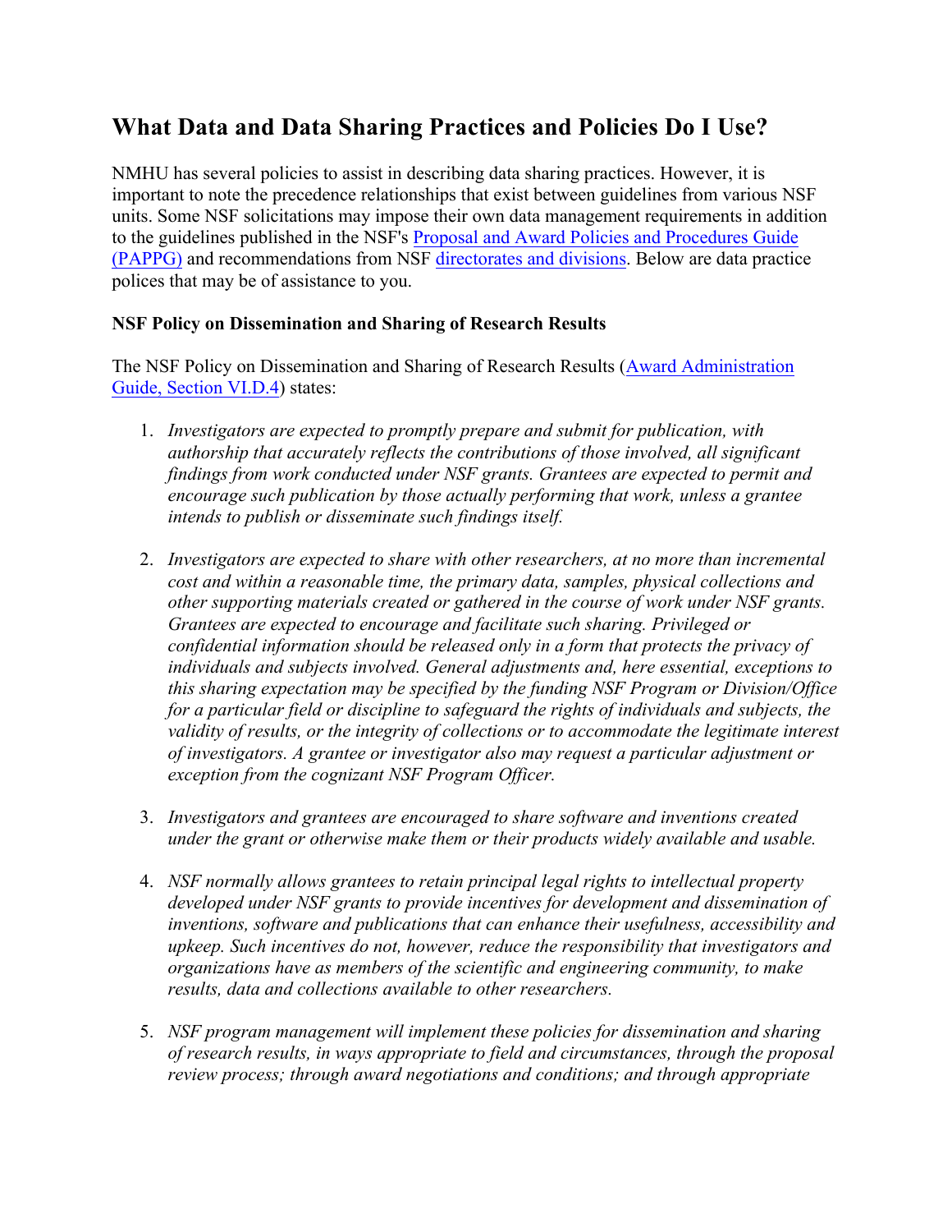## What Data and Data Sharing Practices and Policies Do I Use?

NMHU has several policies to assist in describing data sharing practices. However, it is important to note the precedence relationships that exist between guidelines from various NSF units. Some NSF solicitations may impose their own data management requirements in addition to the guidelines published in the NSF's [Proposal and Award Policies and Procedures Guide (PAPPG)]() and recommendations from NSF [directorates and divisions](). Below are data practice polices that may be of assistance to you.

**NSF Policy on Dissemination and Sharing of Research Results**

The NSF Policy on Dissemination and Sharing of Research Results ([Award Administration Guide, Section VI.D.4]()) states:

1. *Investigators are expected to promptly prepare and submit for publication, with authorship that accurately reflects the contributions of those involved, all significant findings from work conducted under NSF grants. Grantees are expected to permit and encourage such publication by those actually performing that work, unless a grantee intends to publish or disseminate such findings itself.*

2. *Investigators are expected to share with other researchers, at no more than incremental cost and within a reasonable time, the primary data, samples, physical collections and other supporting materials created or gathered in the course of work under NSF grants. Grantees are expected to encourage and facilitate such sharing. Privileged or confidential information should be released only in a form that protects the privacy of individuals and subjects involved. General adjustments and, here essential, exceptions to this sharing expectation may be specified by the funding NSF Program or Division/Office for a particular field or discipline to safeguard the rights of individuals and subjects, the validity of results, or the integrity of collections or to accommodate the legitimate interest of investigators. A grantee or investigator also may request a particular adjustment or exception from the cognizant NSF Program Officer.*

3. *Investigators and grantees are encouraged to share software and inventions created under the grant or otherwise make them or their products widely available and usable.*

4. *NSF normally allows grantees to retain principal legal rights to intellectual property developed under NSF grants to provide incentives for development and dissemination of inventions, software and publications that can enhance their usefulness, accessibility and upkeep. Such incentives do not, however, reduce the responsibility that investigators and organizations have as members of the scientific and engineering community, to make results, data and collections available to other researchers.*

5. *NSF program management will implement these policies for dissemination and sharing of research results, in ways appropriate to field and circumstances, through the proposal review process; through award negotiations and conditions; and through appropriate*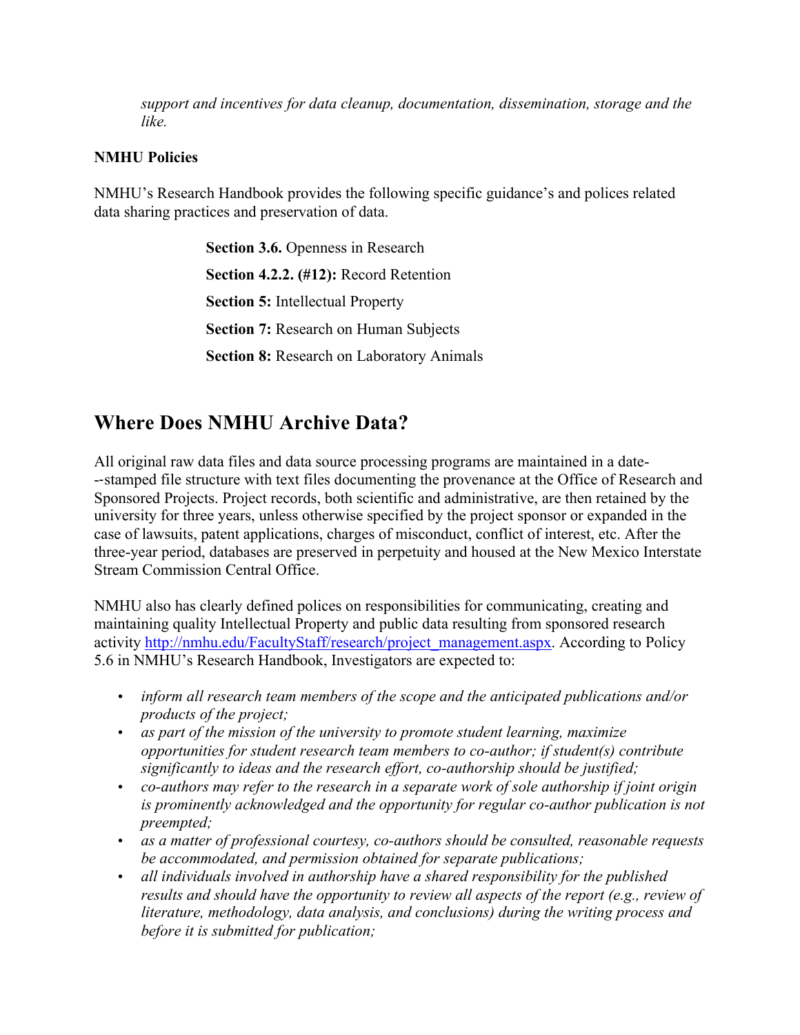*support and incentives for data cleanup, documentation, dissemination, storage and the like.*

**NMHU Policies**

NMHU's Research Handbook provides the following specific guidance's and polices related data sharing practices and preservation of data.

**Section 3.6.** Openness in Research

**Section 4.2.2. (#12):** Record Retention

**Section 5:** Intellectual Property

**Section 7:** Research on Human Subjects

**Section 8:** Research on Laboratory Animals

## Where Does NMHU Archive Data?

All original raw data files and data source processing programs are maintained in a date--stamped file structure with text files documenting the provenance at the Office of Research and Sponsored Projects. Project records, both scientific and administrative, are then retained by the university for three years, unless otherwise specified by the project sponsor or expanded in the case of lawsuits, patent applications, charges of misconduct, conflict of interest, etc. After the three-year period, databases are preserved in perpetuity and housed at the New Mexico Interstate Stream Commission Central Office.

NMHU also has clearly defined polices on responsibilities for communicating, creating and maintaining quality Intellectual Property and public data resulting from sponsored research activity http://nmhu.edu/FacultyStaff/research/project_management.aspx. According to Policy 5.6 in NMHU's Research Handbook, Investigators are expected to:

- *inform all research team members of the scope and the anticipated publications and/or products of the project;*
- *as part of the mission of the university to promote student learning, maximize opportunities for student research team members to co-author; if student(s) contribute significantly to ideas and the research effort, co-authorship should be justified;*
- *co-authors may refer to the research in a separate work of sole authorship if joint origin is prominently acknowledged and the opportunity for regular co-author publication is not preempted;*
- *as a matter of professional courtesy, co-authors should be consulted, reasonable requests be accommodated, and permission obtained for separate publications;*
- *all individuals involved in authorship have a shared responsibility for the published results and should have the opportunity to review all aspects of the report (e.g., review of literature, methodology, data analysis, and conclusions) during the writing process and before it is submitted for publication;*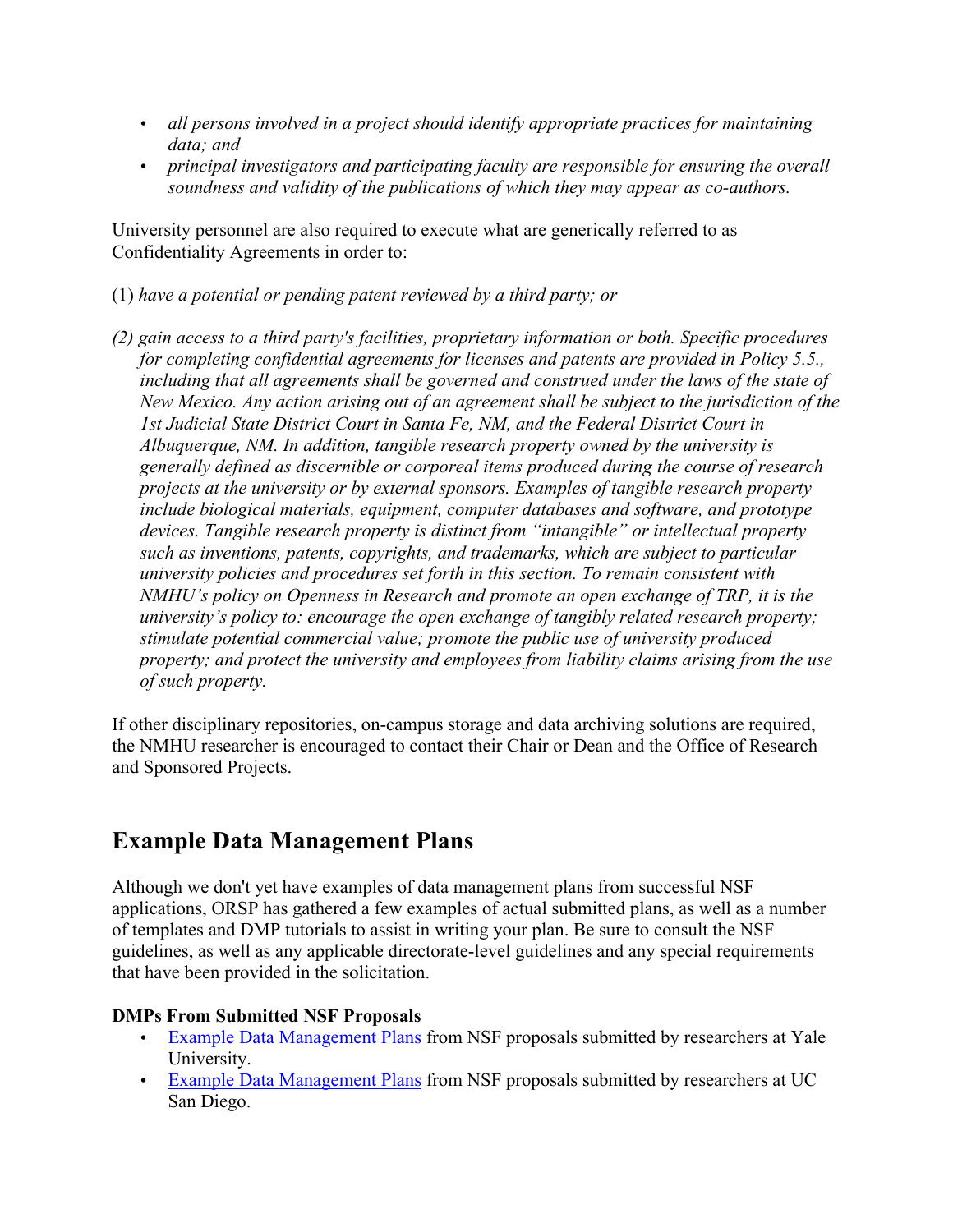- *all persons involved in a project should identify appropriate practices for maintaining data; and*
- *principal investigators and participating faculty are responsible for ensuring the overall soundness and validity of the publications of which they may appear as co-authors.*

University personnel are also required to execute what are generically referred to as Confidentiality Agreements in order to:

(1) *have a potential or pending patent reviewed by a third party; or*

*(2) gain access to a third party's facilities, proprietary information or both. Specific procedures for completing confidential agreements for licenses and patents are provided in Policy 5.5., including that all agreements shall be governed and construed under the laws of the state of New Mexico. Any action arising out of an agreement shall be subject to the jurisdiction of the 1st Judicial State District Court in Santa Fe, NM, and the Federal District Court in Albuquerque, NM. In addition, tangible research property owned by the university is generally defined as discernible or corporeal items produced during the course of research projects at the university or by external sponsors. Examples of tangible research property include biological materials, equipment, computer databases and software, and prototype devices. Tangible research property is distinct from "intangible" or intellectual property such as inventions, patents, copyrights, and trademarks, which are subject to particular university policies and procedures set forth in this section. To remain consistent with NMHU's policy on Openness in Research and promote an open exchange of TRP, it is the university's policy to: encourage the open exchange of tangibly related research property; stimulate potential commercial value; promote the public use of university produced property; and protect the university and employees from liability claims arising from the use of such property.*

If other disciplinary repositories, on-campus storage and data archiving solutions are required, the NMHU researcher is encouraged to contact their Chair or Dean and the Office of Research and Sponsored Projects.

## Example Data Management Plans

Although we don't yet have examples of data management plans from successful NSF applications, ORSP has gathered a few examples of actual submitted plans, as well as a number of templates and DMP tutorials to assist in writing your plan. Be sure to consult the NSF guidelines, as well as any applicable directorate-level guidelines and any special requirements that have been provided in the solicitation.

**DMPs From Submitted NSF Proposals**

- Example Data Management Plans from NSF proposals submitted by researchers at Yale University.
- Example Data Management Plans from NSF proposals submitted by researchers at UC San Diego.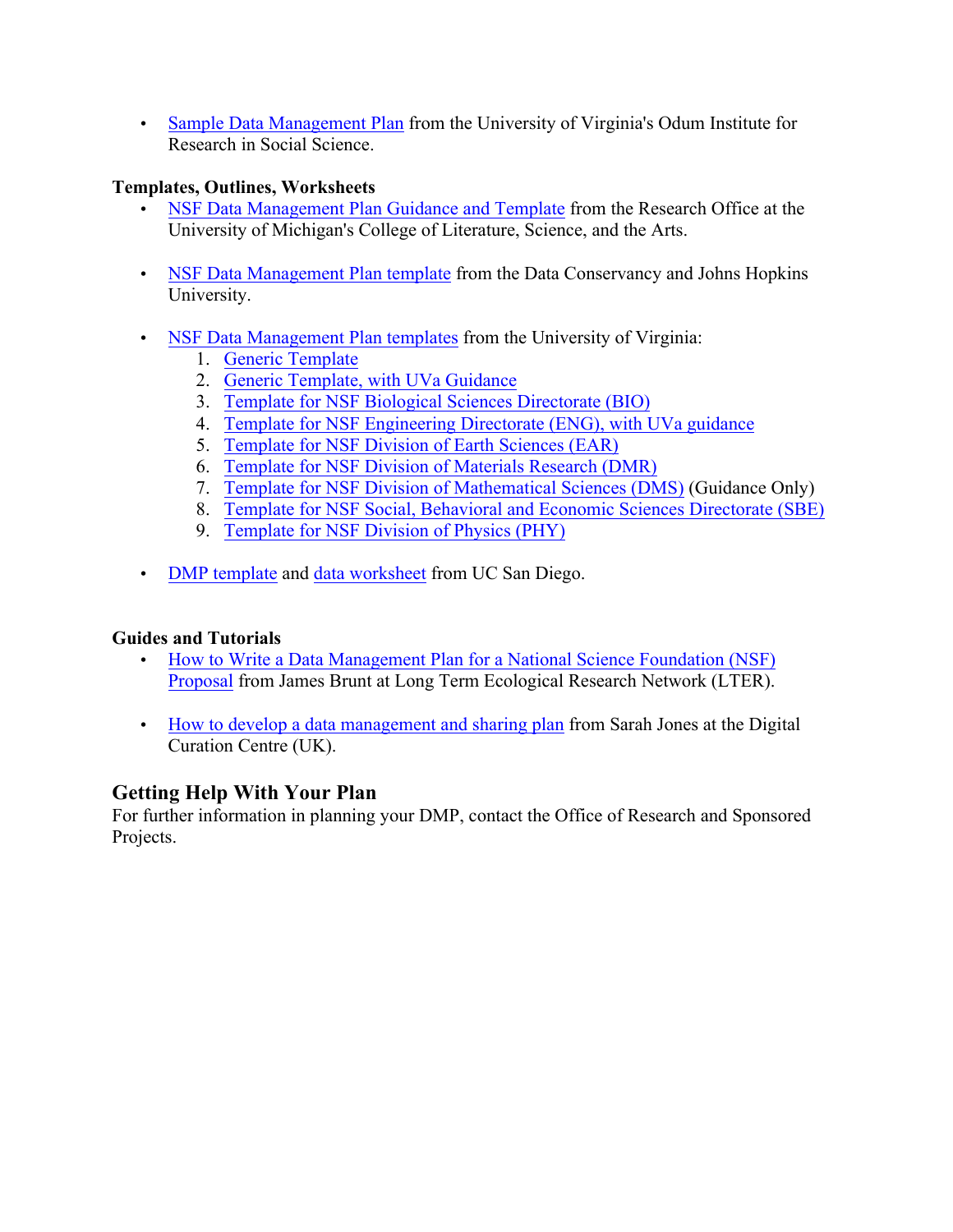- Sample Data Management Plan from the University of Virginia's Odum Institute for Research in Social Science.

**Templates, Outlines, Worksheets**

- NSF Data Management Plan Guidance and Template from the Research Office at the University of Michigan's College of Literature, Science, and the Arts.

- NSF Data Management Plan template from the Data Conservancy and Johns Hopkins University.

- NSF Data Management Plan templates from the University of Virginia:
    1. Generic Template
    2. Generic Template, with UVa Guidance
    3. Template for NSF Biological Sciences Directorate (BIO)
    4. Template for NSF Engineering Directorate (ENG), with UVa guidance
    5. Template for NSF Division of Earth Sciences (EAR)
    6. Template for NSF Division of Materials Research (DMR)
    7. Template for NSF Division of Mathematical Sciences (DMS) (Guidance Only)
    8. Template for NSF Social, Behavioral and Economic Sciences Directorate (SBE)
    9. Template for NSF Division of Physics (PHY)

- DMP template and data worksheet from UC San Diego.

**Guides and Tutorials**

- How to Write a Data Management Plan for a National Science Foundation (NSF) Proposal from James Brunt at Long Term Ecological Research Network (LTER).

- How to develop a data management and sharing plan from Sarah Jones at the Digital Curation Centre (UK).

## Getting Help With Your Plan

For further information in planning your DMP, contact the Office of Research and Sponsored Projects.